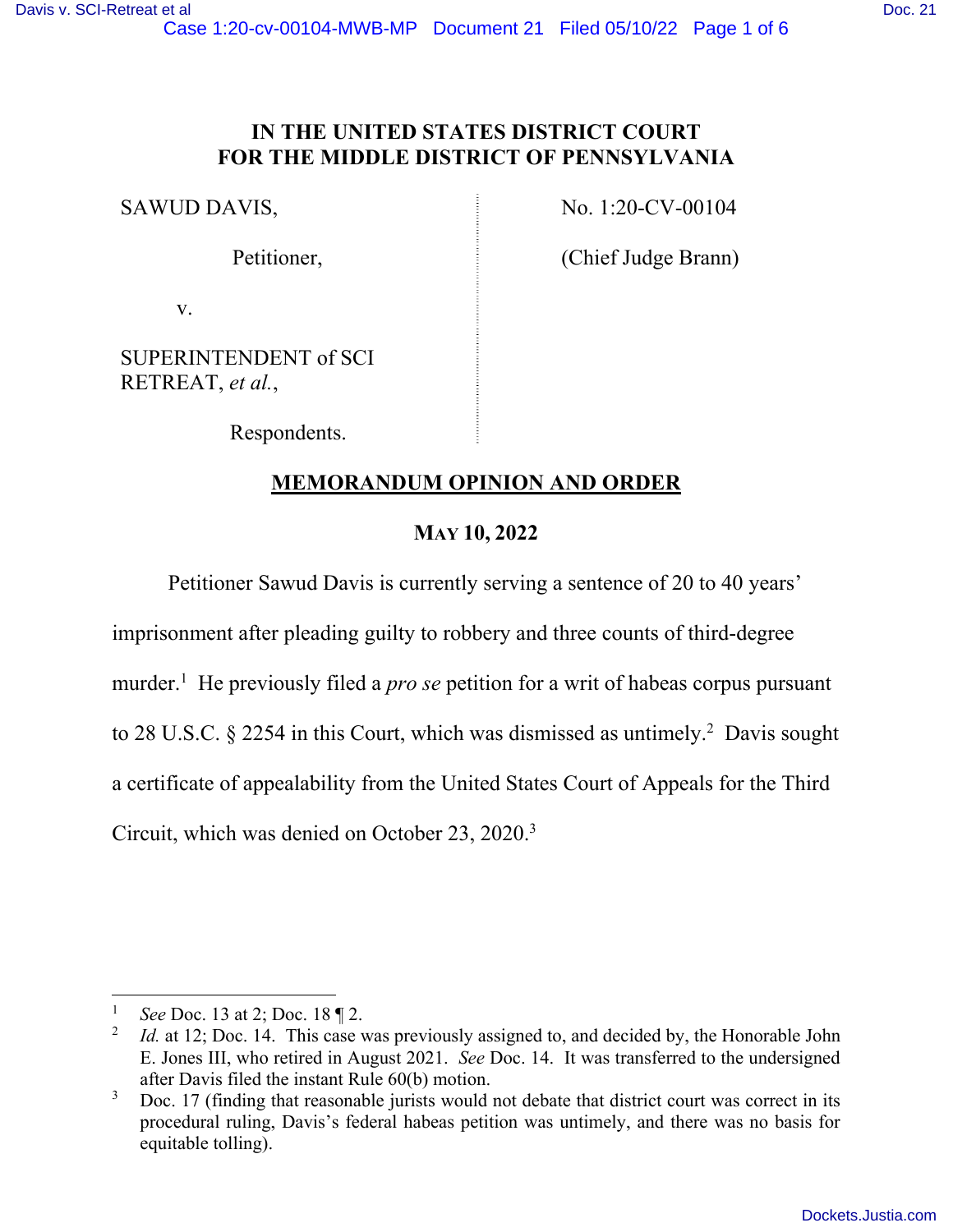**IN THE UNITED STATES DISTRICT COURT**
**FOR THE MIDDLE DISTRICT OF PENNSYLVANIA**

| | |
|---|---|
| SAWUD DAVIS, | No. 1:20-CV-00104 |
| Petitioner, | (Chief Judge Brann) |
| v. | |
| SUPERINTENDENT of SCI RETREAT, *et al.*, | |
| Respondents. | |

**MEMORANDUM OPINION AND ORDER**

**MAY 10, 2022**

Petitioner Sawud Davis is currently serving a sentence of 20 to 40 years' imprisonment after pleading guilty to robbery and three counts of third-degree murder.[1] He previously filed a *pro se* petition for a writ of habeas corpus pursuant to 28 U.S.C. § 2254 in this Court, which was dismissed as untimely.[2] Davis sought a certificate of appealability from the United States Court of Appeals for the Third Circuit, which was denied on October 23, 2020.[3]

---

[1] *See* Doc. 13 at 2; Doc. 18 ¶ 2.

[2] *Id.* at 12; Doc. 14. This case was previously assigned to, and decided by, the Honorable John E. Jones III, who retired in August 2021. *See* Doc. 14. It was transferred to the undersigned after Davis filed the instant Rule 60(b) motion.

[3] Doc. 17 (finding that reasonable jurists would not debate that district court was correct in its procedural ruling, Davis's federal habeas petition was untimely, and there was no basis for equitable tolling).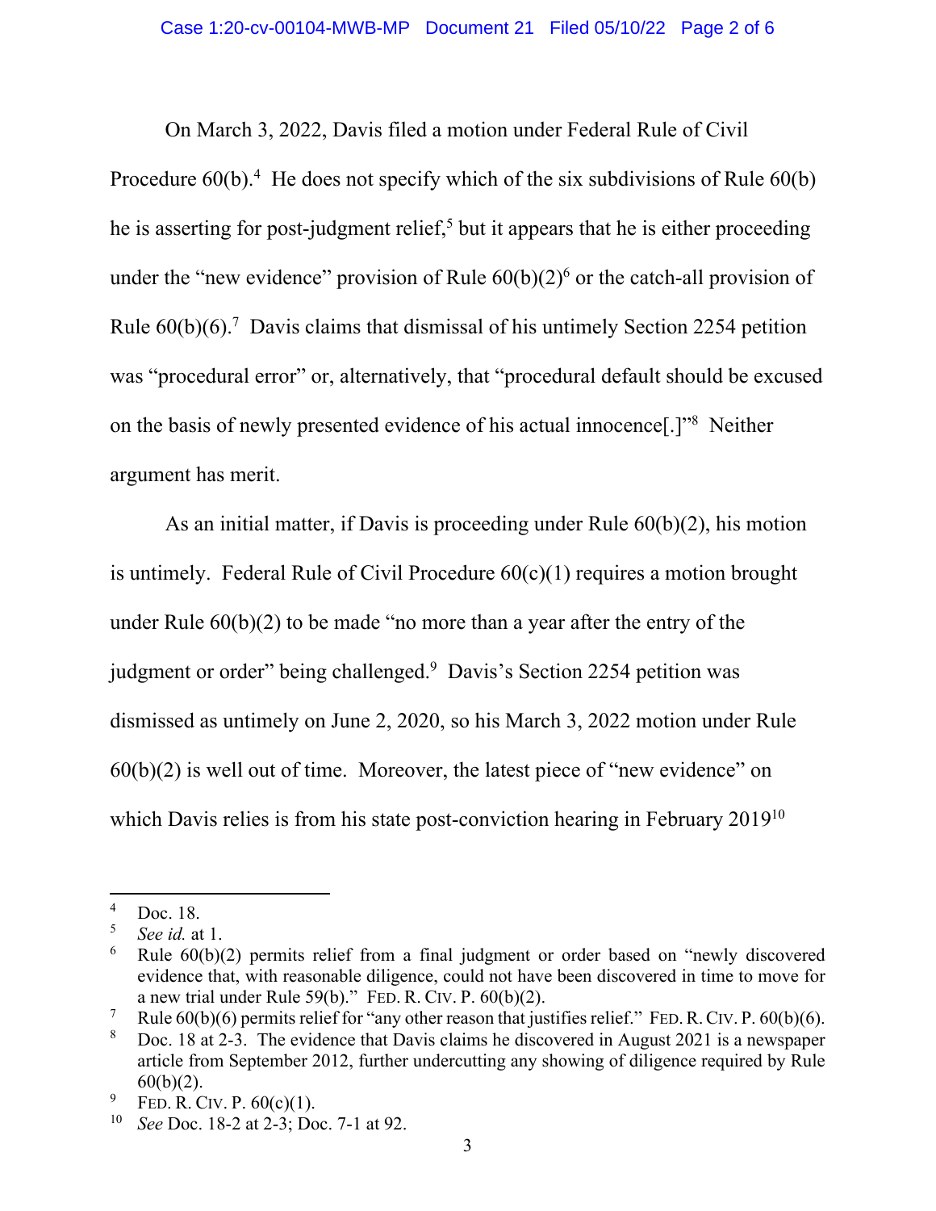On March 3, 2022, Davis filed a motion under Federal Rule of Civil Procedure 60(b).[4] He does not specify which of the six subdivisions of Rule 60(b) he is asserting for post-judgment relief,[5] but it appears that he is either proceeding under the "new evidence" provision of Rule 60(b)(2)[6] or the catch-all provision of Rule 60(b)(6).[7] Davis claims that dismissal of his untimely Section 2254 petition was "procedural error" or, alternatively, that "procedural default should be excused on the basis of newly presented evidence of his actual innocence[.]"[8] Neither argument has merit.

As an initial matter, if Davis is proceeding under Rule 60(b)(2), his motion is untimely. Federal Rule of Civil Procedure 60(c)(1) requires a motion brought under Rule 60(b)(2) to be made "no more than a year after the entry of the judgment or order" being challenged.[9] Davis's Section 2254 petition was dismissed as untimely on June 2, 2020, so his March 3, 2022 motion under Rule 60(b)(2) is well out of time. Moreover, the latest piece of "new evidence" on which Davis relies is from his state post-conviction hearing in February 2019[10]

---

[4] Doc. 18.

[5] *See id.* at 1.

[6] Rule 60(b)(2) permits relief from a final judgment or order based on "newly discovered evidence that, with reasonable diligence, could not have been discovered in time to move for a new trial under Rule 59(b)." FED. R. CIV. P. 60(b)(2).

[7] Rule 60(b)(6) permits relief for "any other reason that justifies relief." FED. R. CIV. P. 60(b)(6).

[8] Doc. 18 at 2-3. The evidence that Davis claims he discovered in August 2021 is a newspaper article from September 2012, further undercutting any showing of diligence required by Rule 60(b)(2).

[9] FED. R. CIV. P. 60(c)(1).

[10] *See* Doc. 18-2 at 2-3; Doc. 7-1 at 92.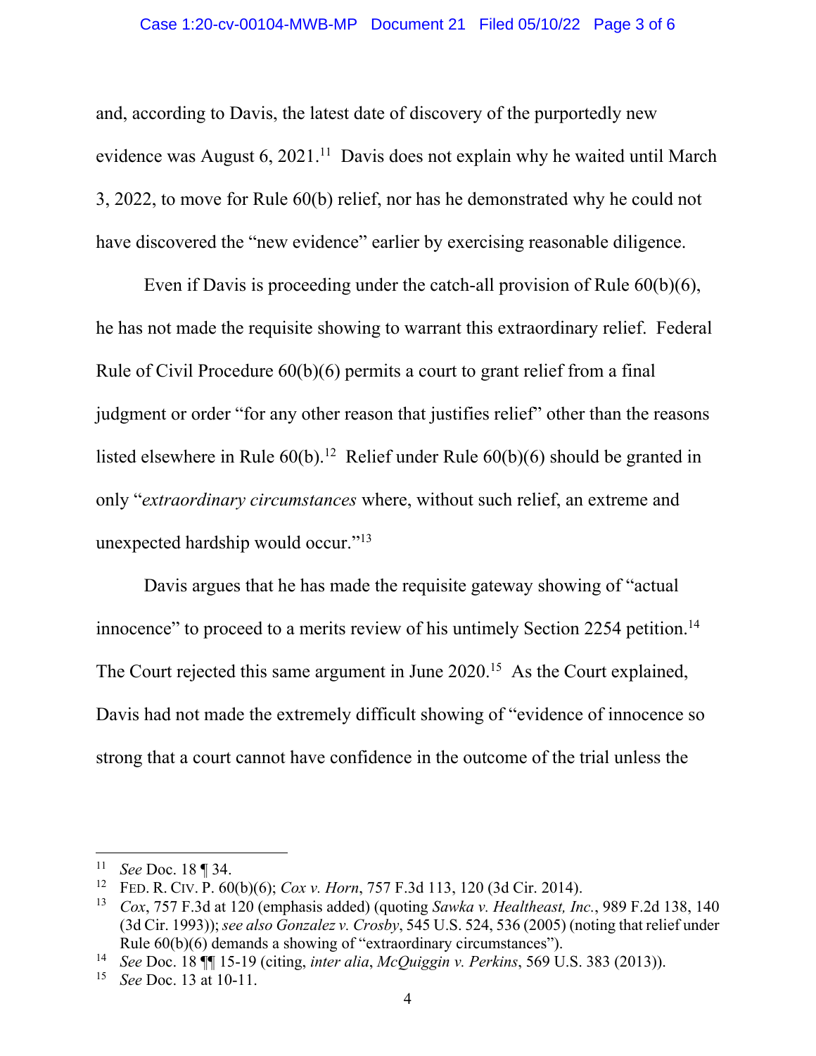and, according to Davis, the latest date of discovery of the purportedly new evidence was August 6, 2021.[11] Davis does not explain why he waited until March 3, 2022, to move for Rule 60(b) relief, nor has he demonstrated why he could not have discovered the "new evidence" earlier by exercising reasonable diligence.

Even if Davis is proceeding under the catch-all provision of Rule 60(b)(6), he has not made the requisite showing to warrant this extraordinary relief. Federal Rule of Civil Procedure 60(b)(6) permits a court to grant relief from a final judgment or order "for any other reason that justifies relief" other than the reasons listed elsewhere in Rule 60(b).[12] Relief under Rule 60(b)(6) should be granted in only "*extraordinary circumstances* where, without such relief, an extreme and unexpected hardship would occur."[13]

Davis argues that he has made the requisite gateway showing of "actual innocence" to proceed to a merits review of his untimely Section 2254 petition.[14] The Court rejected this same argument in June 2020.[15] As the Court explained, Davis had not made the extremely difficult showing of "evidence of innocence so strong that a court cannot have confidence in the outcome of the trial unless the

---

[11] *See* Doc. 18 ¶ 34.

[12] FED. R. CIV. P. 60(b)(6); *Cox v. Horn*, 757 F.3d 113, 120 (3d Cir. 2014).

[13] *Cox*, 757 F.3d at 120 (emphasis added) (quoting *Sawka v. Healtheast, Inc.*, 989 F.2d 138, 140 (3d Cir. 1993)); *see also Gonzalez v. Crosby*, 545 U.S. 524, 536 (2005) (noting that relief under Rule 60(b)(6) demands a showing of "extraordinary circumstances").

[14] *See* Doc. 18 ¶¶ 15-19 (citing, *inter alia*, *McQuiggin v. Perkins*, 569 U.S. 383 (2013)).

[15] *See* Doc. 13 at 10-11.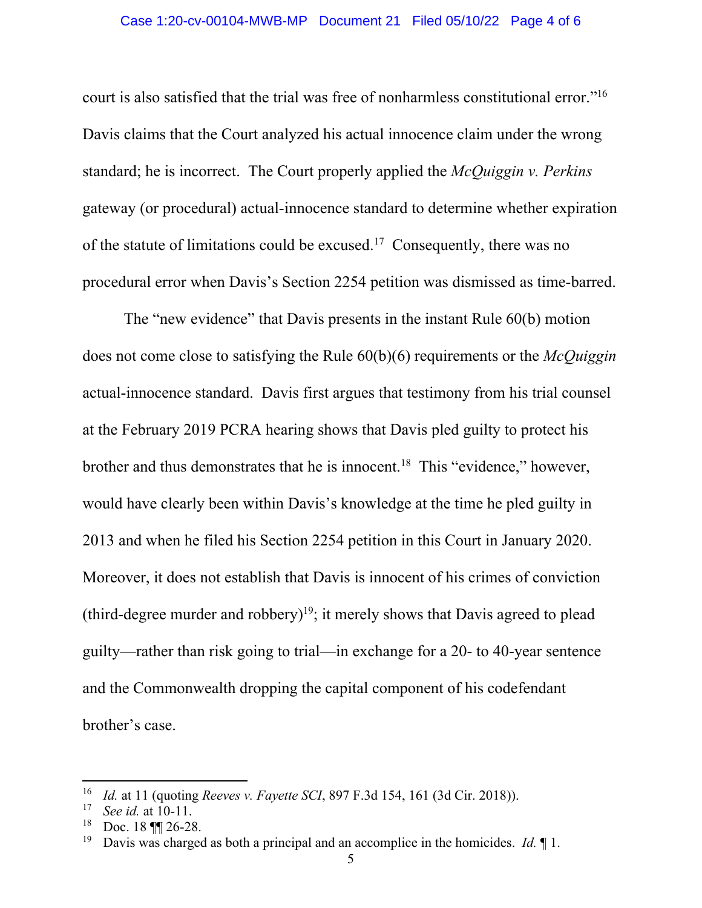court is also satisfied that the trial was free of nonharmless constitutional error."[16] Davis claims that the Court analyzed his actual innocence claim under the wrong standard; he is incorrect. The Court properly applied the *McQuiggin v. Perkins* gateway (or procedural) actual-innocence standard to determine whether expiration of the statute of limitations could be excused.[17] Consequently, there was no procedural error when Davis's Section 2254 petition was dismissed as time-barred.

The "new evidence" that Davis presents in the instant Rule 60(b) motion does not come close to satisfying the Rule 60(b)(6) requirements or the *McQuiggin* actual-innocence standard. Davis first argues that testimony from his trial counsel at the February 2019 PCRA hearing shows that Davis pled guilty to protect his brother and thus demonstrates that he is innocent.[18] This "evidence," however, would have clearly been within Davis's knowledge at the time he pled guilty in 2013 and when he filed his Section 2254 petition in this Court in January 2020. Moreover, it does not establish that Davis is innocent of his crimes of conviction (third-degree murder and robbery)[19]; it merely shows that Davis agreed to plead guilty—rather than risk going to trial—in exchange for a 20- to 40-year sentence and the Commonwealth dropping the capital component of his codefendant brother's case.

---

[16] *Id.* at 11 (quoting *Reeves v. Fayette SCI*, 897 F.3d 154, 161 (3d Cir. 2018)).

[17] *See id.* at 10-11.

[18] Doc. 18 ¶¶ 26-28.

[19] Davis was charged as both a principal and an accomplice in the homicides. *Id.* ¶ 1.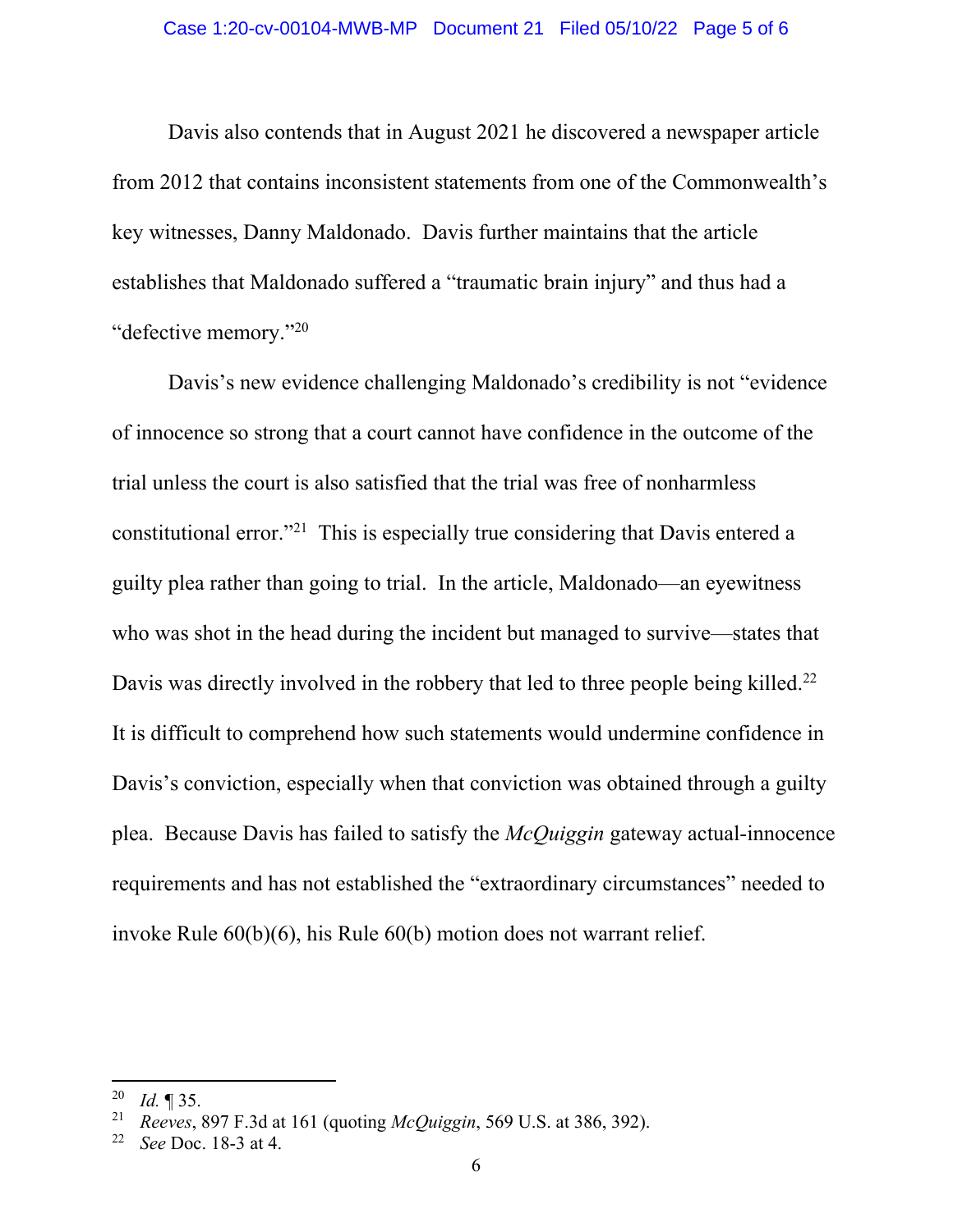Davis also contends that in August 2021 he discovered a newspaper article from 2012 that contains inconsistent statements from one of the Commonwealth's key witnesses, Danny Maldonado. Davis further maintains that the article establishes that Maldonado suffered a "traumatic brain injury" and thus had a "defective memory."[20]

Davis's new evidence challenging Maldonado's credibility is not "evidence of innocence so strong that a court cannot have confidence in the outcome of the trial unless the court is also satisfied that the trial was free of nonharmless constitutional error."[21] This is especially true considering that Davis entered a guilty plea rather than going to trial. In the article, Maldonado—an eyewitness who was shot in the head during the incident but managed to survive—states that Davis was directly involved in the robbery that led to three people being killed.[22] It is difficult to comprehend how such statements would undermine confidence in Davis's conviction, especially when that conviction was obtained through a guilty plea. Because Davis has failed to satisfy the *McQuiggin* gateway actual-innocence requirements and has not established the "extraordinary circumstances" needed to invoke Rule 60(b)(6), his Rule 60(b) motion does not warrant relief.

---

[20] *Id.* ¶ 35.

[21] *Reeves*, 897 F.3d at 161 (quoting *McQuiggin*, 569 U.S. at 386, 392).

[22] *See* Doc. 18-3 at 4.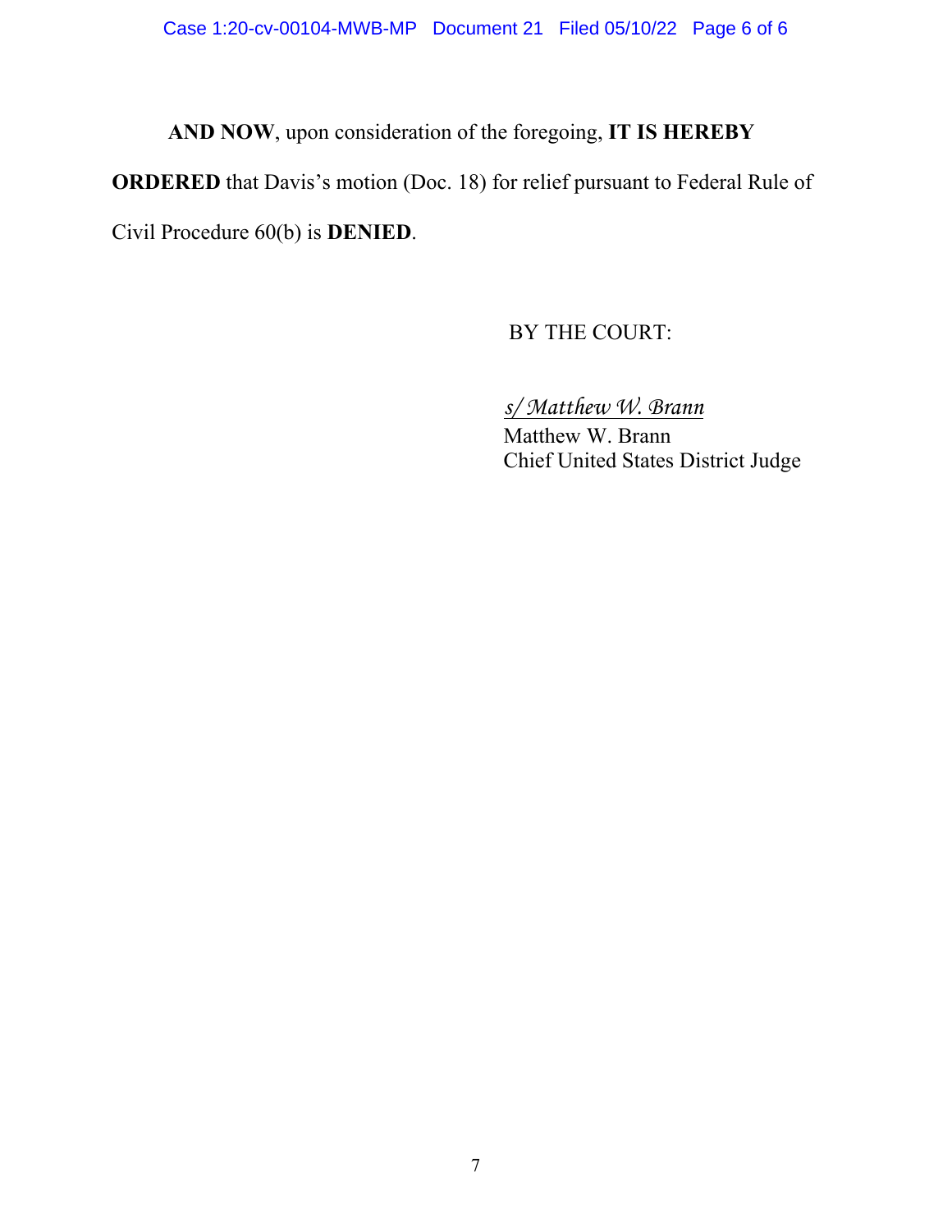**AND NOW**, upon consideration of the foregoing, **IT IS HEREBY ORDERED** that Davis's motion (Doc. 18) for relief pursuant to Federal Rule of Civil Procedure 60(b) is **DENIED**.

BY THE COURT:

*s/ Matthew W. Brann*
Matthew W. Brann
Chief United States District Judge